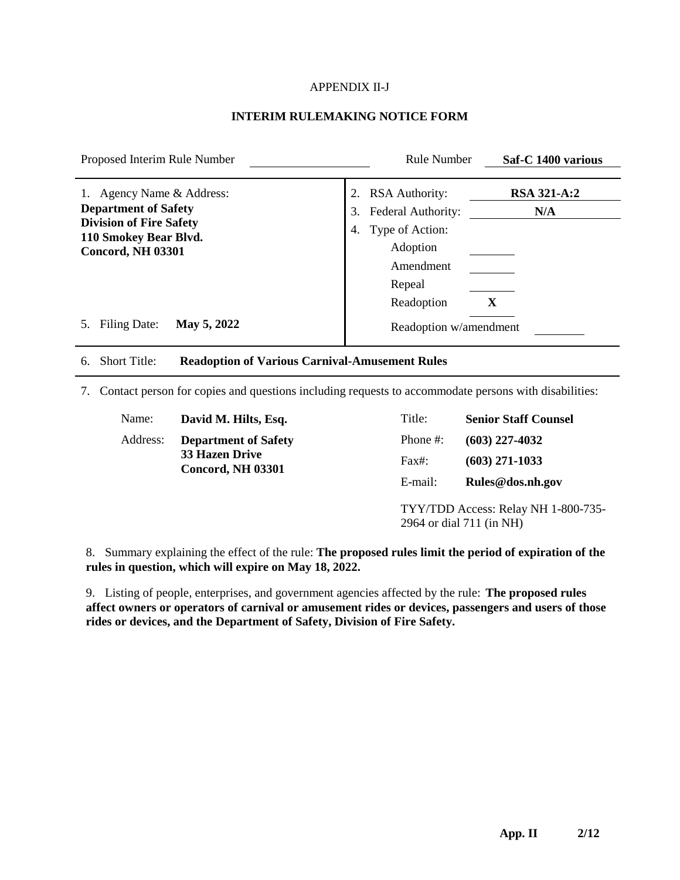APPENDIX II-J

## INTERIM RULEMAKING NOTICE FORM

| | |
|---|---|
| Proposed Interim Rule Number | Rule Number **Saf-C 1400 various** |
| 1. Agency Name & Address:<br>**Department of Safety**<br>**Division of Fire Safety**<br>**110 Smokey Bear Blvd.**<br>**Concord, NH 03301** | 2. RSA Authority: **RSA 321-A:2**<br>3. Federal Authority: **N/A**<br>4. Type of Action:<br>Adoption<br>Amendment<br>Repeal<br>Readoption **X**<br>Readoption w/amendment |
| 5. Filing Date: **May 5, 2022** | |

6. Short Title: **Readoption of Various Carnival-Amusement Rules**

7. Contact person for copies and questions including requests to accommodate persons with disabilities:

| | | | |
|---|---|---|---|
| Name: | **David M. Hilts, Esq.** | Title: | **Senior Staff Counsel** |
| Address: | **Department of Safety**<br>**33 Hazen Drive**<br>**Concord, NH 03301** | Phone #: | **(603) 227-4032** |
| | | Fax#: | **(603) 271-1033** |
| | | E-mail: | **Rules@dos.nh.gov** |

TYY/TDD Access: Relay NH 1-800-735-2964 or dial 711 (in NH)

8. Summary explaining the effect of the rule: **The proposed rules limit the period of expiration of the rules in question, which will expire on May 18, 2022.**

9. Listing of people, enterprises, and government agencies affected by the rule: **The proposed rules affect owners or operators of carnival or amusement rides or devices, passengers and users of those rides or devices, and the Department of Safety, Division of Fire Safety.**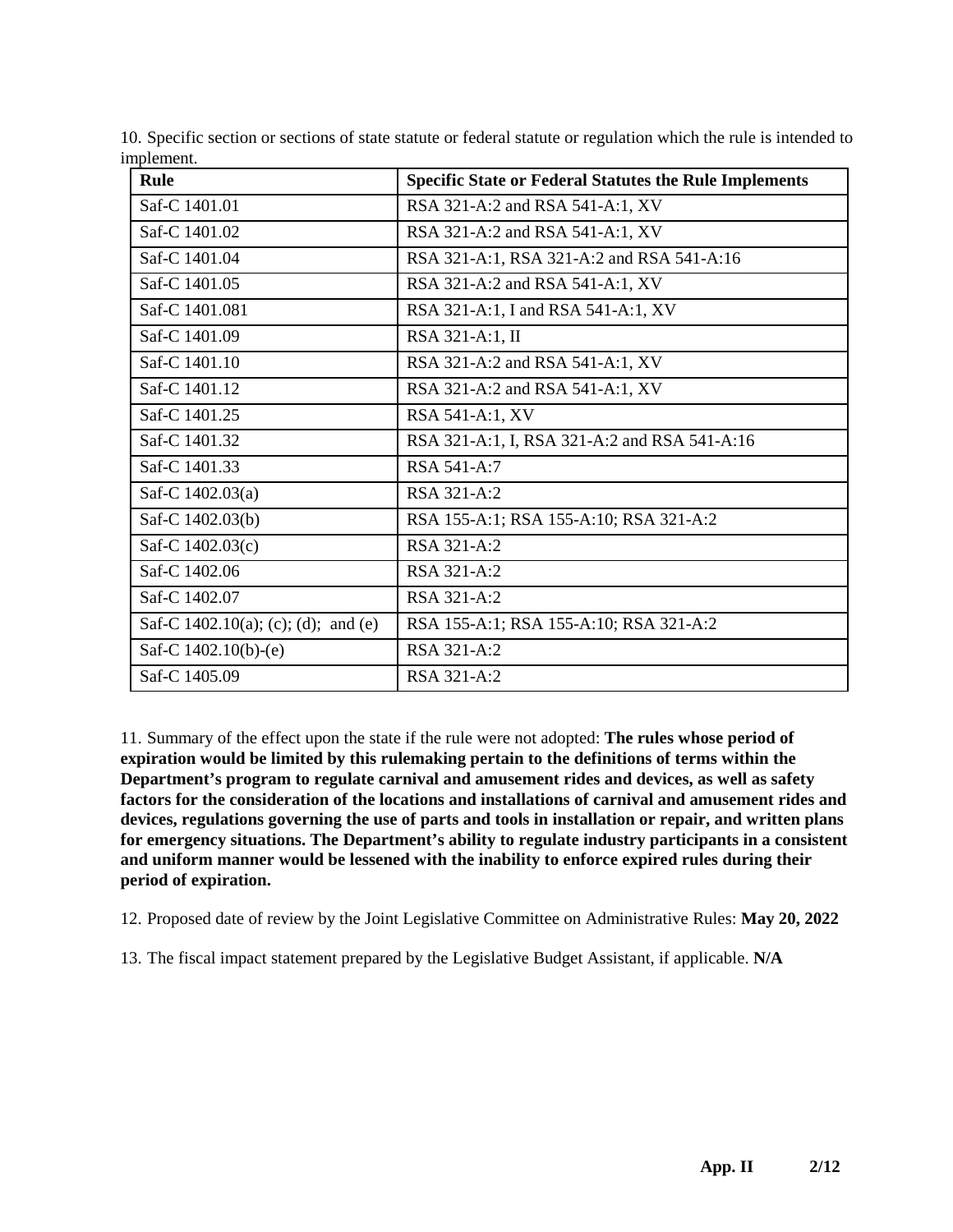10. Specific section or sections of state statute or federal statute or regulation which the rule is intended to implement.

| Rule | Specific State or Federal Statutes the Rule Implements |
|---|---|
| Saf-C 1401.01 | RSA 321-A:2 and RSA 541-A:1, XV |
| Saf-C 1401.02 | RSA 321-A:2 and RSA 541-A:1, XV |
| Saf-C 1401.04 | RSA 321-A:1, RSA 321-A:2 and RSA 541-A:16 |
| Saf-C 1401.05 | RSA 321-A:2 and RSA 541-A:1, XV |
| Saf-C 1401.081 | RSA 321-A:1, I and RSA 541-A:1, XV |
| Saf-C 1401.09 | RSA 321-A:1, II |
| Saf-C 1401.10 | RSA 321-A:2 and RSA 541-A:1, XV |
| Saf-C 1401.12 | RSA 321-A:2 and RSA 541-A:1, XV |
| Saf-C 1401.25 | RSA 541-A:1, XV |
| Saf-C 1401.32 | RSA 321-A:1, I, RSA 321-A:2 and RSA 541-A:16 |
| Saf-C 1401.33 | RSA 541-A:7 |
| Saf-C 1402.03(a) | RSA 321-A:2 |
| Saf-C 1402.03(b) | RSA 155-A:1; RSA 155-A:10; RSA 321-A:2 |
| Saf-C 1402.03(c) | RSA 321-A:2 |
| Saf-C 1402.06 | RSA 321-A:2 |
| Saf-C 1402.07 | RSA 321-A:2 |
| Saf-C 1402.10(a); (c); (d); and (e) | RSA 155-A:1; RSA 155-A:10; RSA 321-A:2 |
| Saf-C 1402.10(b)-(e) | RSA 321-A:2 |
| Saf-C 1405.09 | RSA 321-A:2 |

11. Summary of the effect upon the state if the rule were not adopted: **The rules whose period of expiration would be limited by this rulemaking pertain to the definitions of terms within the Department's program to regulate carnival and amusement rides and devices, as well as safety factors for the consideration of the locations and installations of carnival and amusement rides and devices, regulations governing the use of parts and tools in installation or repair, and written plans for emergency situations. The Department's ability to regulate industry participants in a consistent and uniform manner would be lessened with the inability to enforce expired rules during their period of expiration.**

12. Proposed date of review by the Joint Legislative Committee on Administrative Rules: **May 20, 2022**

13. The fiscal impact statement prepared by the Legislative Budget Assistant, if applicable. **N/A**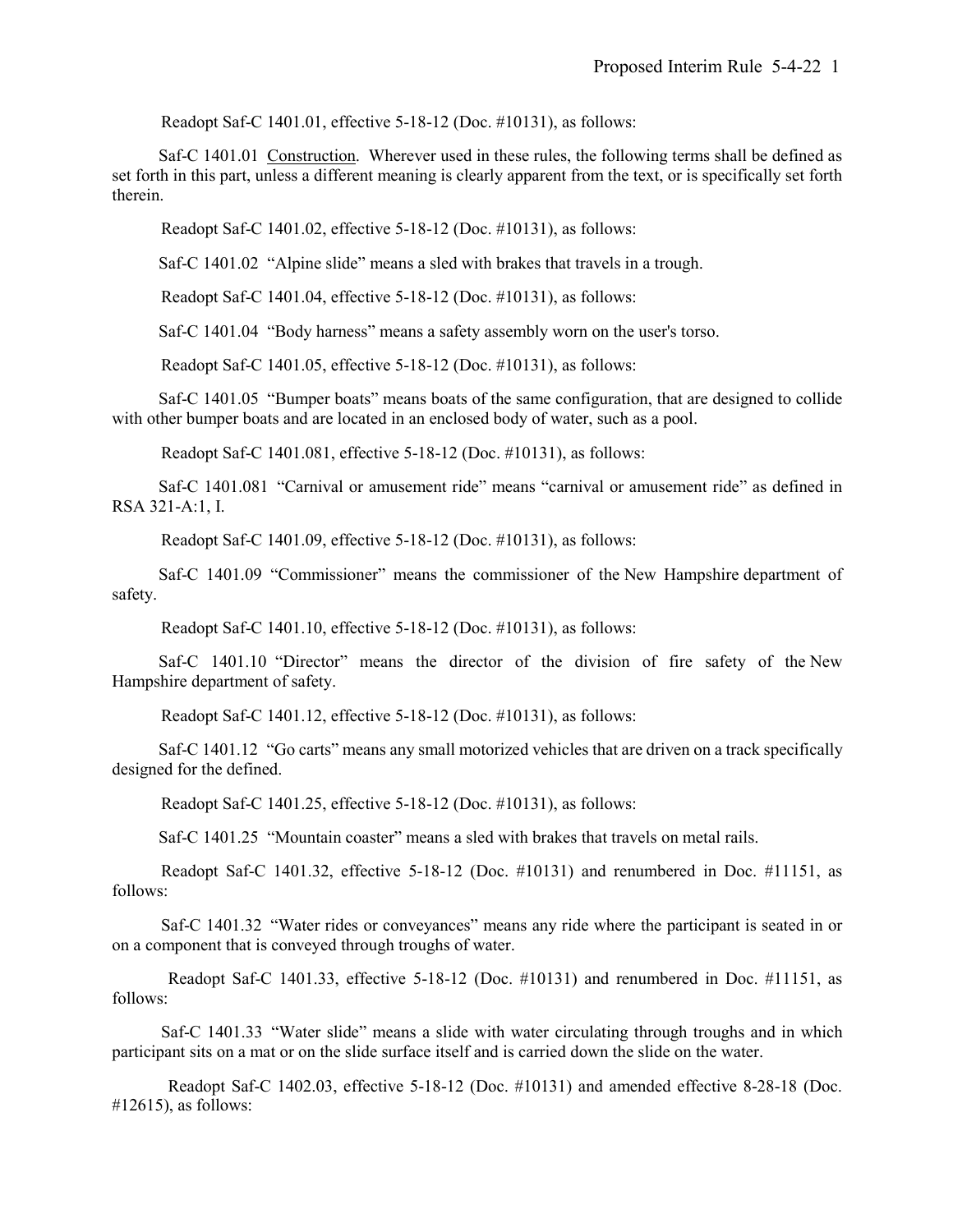Readopt Saf-C 1401.01, effective 5-18-12 (Doc. #10131), as follows:

Saf-C 1401.01 Construction. Wherever used in these rules, the following terms shall be defined as set forth in this part, unless a different meaning is clearly apparent from the text, or is specifically set forth therein.

Readopt Saf-C 1401.02, effective 5-18-12 (Doc. #10131), as follows:

Saf-C 1401.02 "Alpine slide" means a sled with brakes that travels in a trough.

Readopt Saf-C 1401.04, effective 5-18-12 (Doc. #10131), as follows:

Saf-C 1401.04 "Body harness" means a safety assembly worn on the user's torso.

Readopt Saf-C 1401.05, effective 5-18-12 (Doc. #10131), as follows:

Saf-C 1401.05 "Bumper boats" means boats of the same configuration, that are designed to collide with other bumper boats and are located in an enclosed body of water, such as a pool.

Readopt Saf-C 1401.081, effective 5-18-12 (Doc. #10131), as follows:

Saf-C 1401.081 "Carnival or amusement ride" means "carnival or amusement ride" as defined in RSA 321-A:1, I.

Readopt Saf-C 1401.09, effective 5-18-12 (Doc. #10131), as follows:

Saf-C 1401.09 "Commissioner" means the commissioner of the New Hampshire department of safety.

Readopt Saf-C 1401.10, effective 5-18-12 (Doc. #10131), as follows:

Saf-C 1401.10 "Director" means the director of the division of fire safety of the New Hampshire department of safety.

Readopt Saf-C 1401.12, effective 5-18-12 (Doc. #10131), as follows:

Saf-C 1401.12 "Go carts" means any small motorized vehicles that are driven on a track specifically designed for the defined.

Readopt Saf-C 1401.25, effective 5-18-12 (Doc. #10131), as follows:

Saf-C 1401.25 "Mountain coaster" means a sled with brakes that travels on metal rails.

Readopt Saf-C 1401.32, effective 5-18-12 (Doc. #10131) and renumbered in Doc. #11151, as follows:

Saf-C 1401.32 "Water rides or conveyances" means any ride where the participant is seated in or on a component that is conveyed through troughs of water.

Readopt Saf-C 1401.33, effective 5-18-12 (Doc. #10131) and renumbered in Doc. #11151, as follows:

Saf-C 1401.33 "Water slide" means a slide with water circulating through troughs and in which participant sits on a mat or on the slide surface itself and is carried down the slide on the water.

Readopt Saf-C 1402.03, effective 5-18-12 (Doc. #10131) and amended effective 8-28-18 (Doc. #12615), as follows: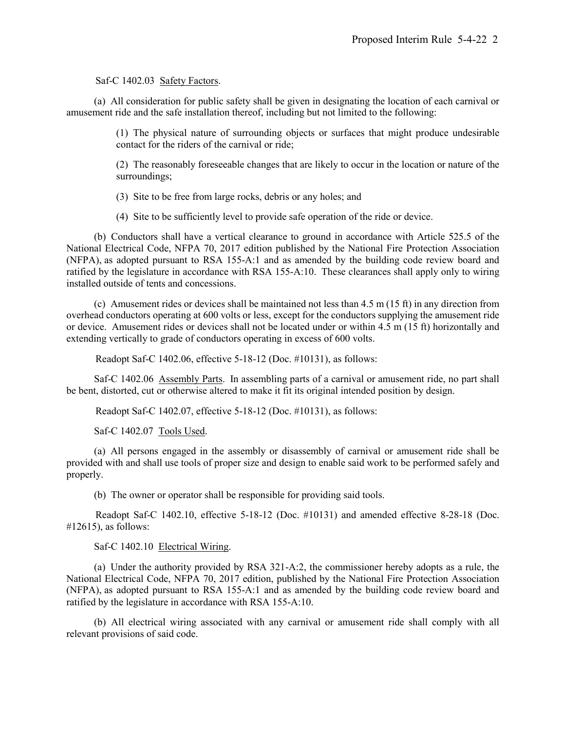Saf-C 1402.03 Safety Factors.

(a) All consideration for public safety shall be given in designating the location of each carnival or amusement ride and the safe installation thereof, including but not limited to the following:

> (1) The physical nature of surrounding objects or surfaces that might produce undesirable contact for the riders of the carnival or ride;
>
> (2) The reasonably foreseeable changes that are likely to occur in the location or nature of the surroundings;
>
> (3) Site to be free from large rocks, debris or any holes; and
>
> (4) Site to be sufficiently level to provide safe operation of the ride or device.

(b) Conductors shall have a vertical clearance to ground in accordance with Article 525.5 of the National Electrical Code, NFPA 70, 2017 edition published by the National Fire Protection Association (NFPA), as adopted pursuant to RSA 155-A:1 and as amended by the building code review board and ratified by the legislature in accordance with RSA 155-A:10. These clearances shall apply only to wiring installed outside of tents and concessions.

(c) Amusement rides or devices shall be maintained not less than 4.5 m (15 ft) in any direction from overhead conductors operating at 600 volts or less, except for the conductors supplying the amusement ride or device. Amusement rides or devices shall not be located under or within 4.5 m (15 ft) horizontally and extending vertically to grade of conductors operating in excess of 600 volts.

Readopt Saf-C 1402.06, effective 5-18-12 (Doc. #10131), as follows:

Saf-C 1402.06 Assembly Parts. In assembling parts of a carnival or amusement ride, no part shall be bent, distorted, cut or otherwise altered to make it fit its original intended position by design.

Readopt Saf-C 1402.07, effective 5-18-12 (Doc. #10131), as follows:

Saf-C 1402.07 Tools Used.

(a) All persons engaged in the assembly or disassembly of carnival or amusement ride shall be provided with and shall use tools of proper size and design to enable said work to be performed safely and properly.

(b) The owner or operator shall be responsible for providing said tools.

Readopt Saf-C 1402.10, effective 5-18-12 (Doc. #10131) and amended effective 8-28-18 (Doc. #12615), as follows:

Saf-C 1402.10 Electrical Wiring.

(a) Under the authority provided by RSA 321-A:2, the commissioner hereby adopts as a rule, the National Electrical Code, NFPA 70, 2017 edition, published by the National Fire Protection Association (NFPA), as adopted pursuant to RSA 155-A:1 and as amended by the building code review board and ratified by the legislature in accordance with RSA 155-A:10.

(b) All electrical wiring associated with any carnival or amusement ride shall comply with all relevant provisions of said code.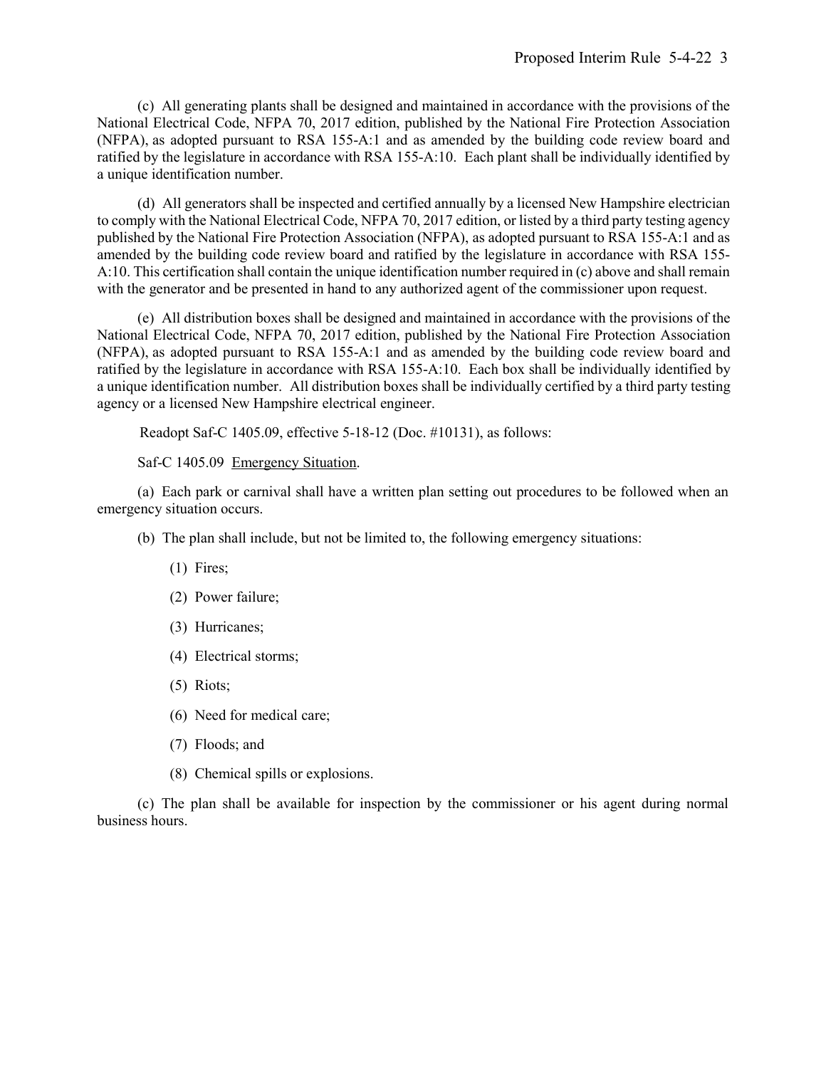(c) All generating plants shall be designed and maintained in accordance with the provisions of the National Electrical Code, NFPA 70, 2017 edition, published by the National Fire Protection Association (NFPA), as adopted pursuant to RSA 155-A:1 and as amended by the building code review board and ratified by the legislature in accordance with RSA 155-A:10. Each plant shall be individually identified by a unique identification number.

(d) All generators shall be inspected and certified annually by a licensed New Hampshire electrician to comply with the National Electrical Code, NFPA 70, 2017 edition, or listed by a third party testing agency published by the National Fire Protection Association (NFPA), as adopted pursuant to RSA 155-A:1 and as amended by the building code review board and ratified by the legislature in accordance with RSA 155-A:10. This certification shall contain the unique identification number required in (c) above and shall remain with the generator and be presented in hand to any authorized agent of the commissioner upon request.

(e) All distribution boxes shall be designed and maintained in accordance with the provisions of the National Electrical Code, NFPA 70, 2017 edition, published by the National Fire Protection Association (NFPA), as adopted pursuant to RSA 155-A:1 and as amended by the building code review board and ratified by the legislature in accordance with RSA 155-A:10. Each box shall be individually identified by a unique identification number. All distribution boxes shall be individually certified by a third party testing agency or a licensed New Hampshire electrical engineer.

Readopt Saf-C 1405.09, effective 5-18-12 (Doc. #10131), as follows:

Saf-C 1405.09 Emergency Situation.

(a) Each park or carnival shall have a written plan setting out procedures to be followed when an emergency situation occurs.

(b) The plan shall include, but not be limited to, the following emergency situations:

(1) Fires;

(2) Power failure;

(3) Hurricanes;

(4) Electrical storms;

(5) Riots;

(6) Need for medical care;

(7) Floods; and

(8) Chemical spills or explosions.

(c) The plan shall be available for inspection by the commissioner or his agent during normal business hours.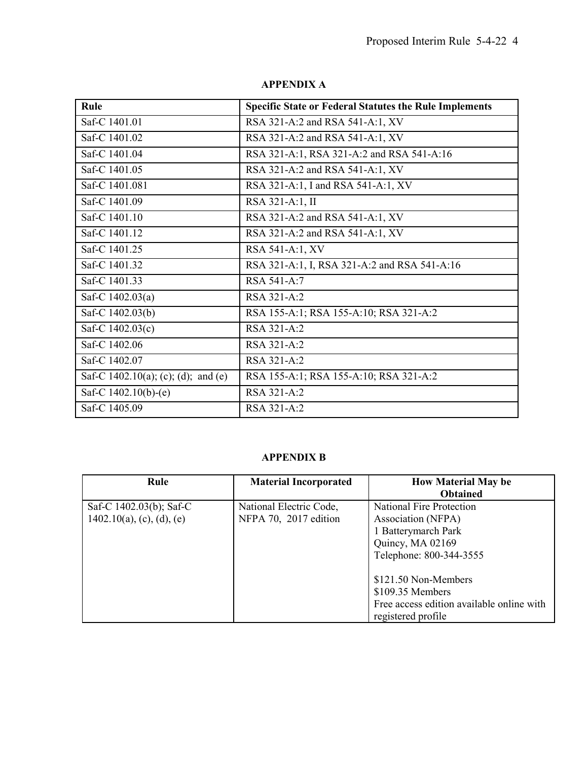## APPENDIX A

| Rule | Specific State or Federal Statutes the Rule Implements |
|---|---|
| Saf-C 1401.01 | RSA 321-A:2 and RSA 541-A:1, XV |
| Saf-C 1401.02 | RSA 321-A:2 and RSA 541-A:1, XV |
| Saf-C 1401.04 | RSA 321-A:1, RSA 321-A:2 and RSA 541-A:16 |
| Saf-C 1401.05 | RSA 321-A:2 and RSA 541-A:1, XV |
| Saf-C 1401.081 | RSA 321-A:1, I and RSA 541-A:1, XV |
| Saf-C 1401.09 | RSA 321-A:1, II |
| Saf-C 1401.10 | RSA 321-A:2 and RSA 541-A:1, XV |
| Saf-C 1401.12 | RSA 321-A:2 and RSA 541-A:1, XV |
| Saf-C 1401.25 | RSA 541-A:1, XV |
| Saf-C 1401.32 | RSA 321-A:1, I, RSA 321-A:2 and RSA 541-A:16 |
| Saf-C 1401.33 | RSA 541-A:7 |
| Saf-C 1402.03(a) | RSA 321-A:2 |
| Saf-C 1402.03(b) | RSA 155-A:1; RSA 155-A:10; RSA 321-A:2 |
| Saf-C 1402.03(c) | RSA 321-A:2 |
| Saf-C 1402.06 | RSA 321-A:2 |
| Saf-C 1402.07 | RSA 321-A:2 |
| Saf-C 1402.10(a); (c); (d); and (e) | RSA 155-A:1; RSA 155-A:10; RSA 321-A:2 |
| Saf-C 1402.10(b)-(e) | RSA 321-A:2 |
| Saf-C 1405.09 | RSA 321-A:2 |

## APPENDIX B

| Rule | Material Incorporated | How Material May be Obtained |
|---|---|---|
| Saf-C 1402.03(b); Saf-C 1402.10(a), (c), (d), (e) | National Electric Code, NFPA 70, 2017 edition | National Fire Protection Association (NFPA)<br>1 Batterymarch Park<br>Quincy, MA 02169<br>Telephone: 800-344-3555<br><br>$121.50 Non-Members<br>$109.35 Members<br>Free access edition available online with registered profile |